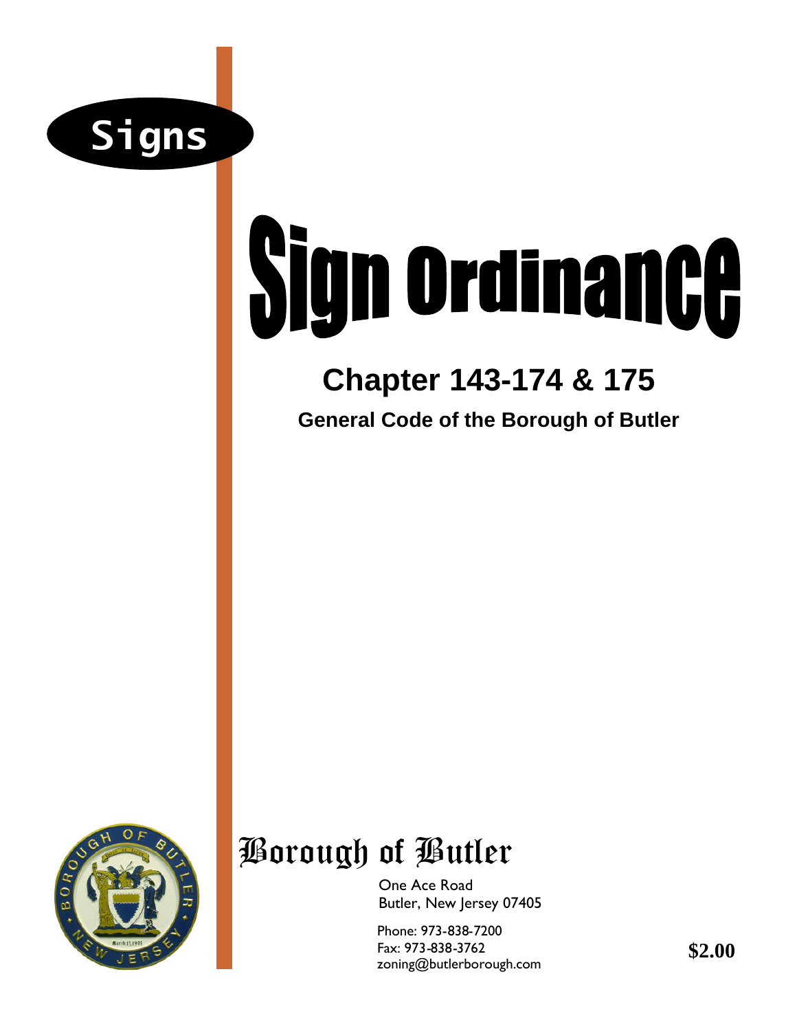Signs

# Sign Ordinance

## Chapter 143-174 & 175

### General Code of the Borough of Butler

# Borough of Butler

One Ace Road
Butler, New Jersey 07405

Phone: 973-838-7200
Fax: 973-838-3762
zoning@butlerborough.com

**$2.00**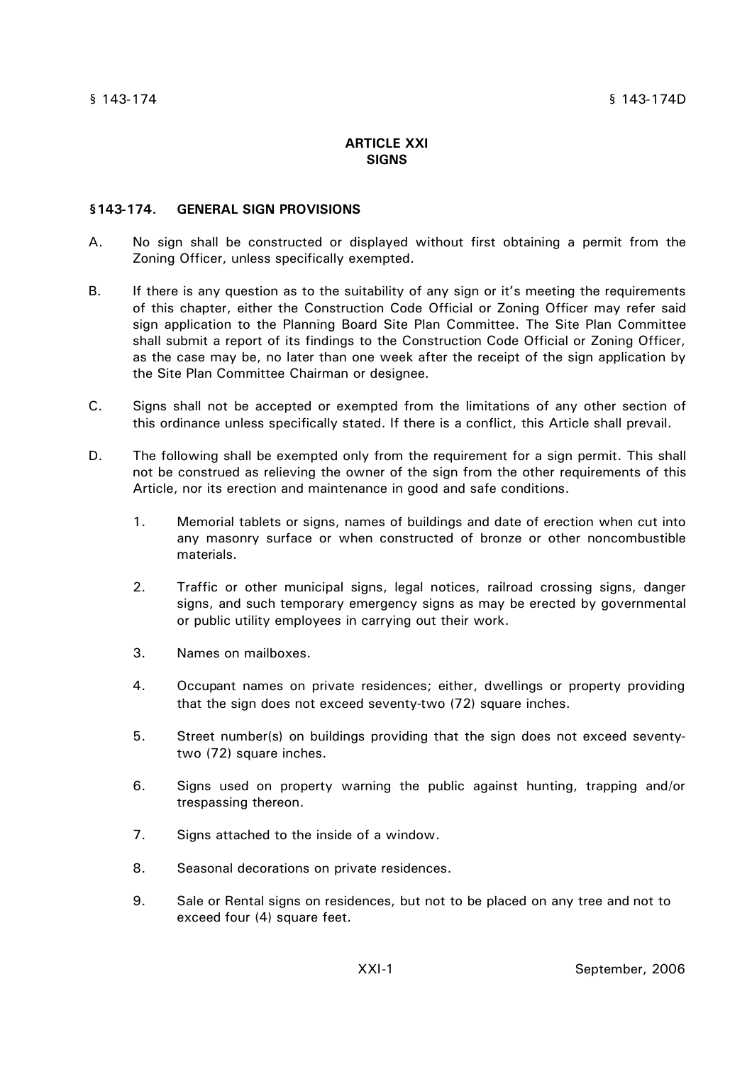# ARTICLE XXI
# SIGNS

## §143-174. GENERAL SIGN PROVISIONS

A. No sign shall be constructed or displayed without first obtaining a permit from the Zoning Officer, unless specifically exempted.

B. If there is any question as to the suitability of any sign or it's meeting the requirements of this chapter, either the Construction Code Official or Zoning Officer may refer said sign application to the Planning Board Site Plan Committee. The Site Plan Committee shall submit a report of its findings to the Construction Code Official or Zoning Officer, as the case may be, no later than one week after the receipt of the sign application by the Site Plan Committee Chairman or designee.

C. Signs shall not be accepted or exempted from the limitations of any other section of this ordinance unless specifically stated. If there is a conflict, this Article shall prevail.

D. The following shall be exempted only from the requirement for a sign permit. This shall not be construed as relieving the owner of the sign from the other requirements of this Article, nor its erection and maintenance in good and safe conditions.

   1. Memorial tablets or signs, names of buildings and date of erection when cut into any masonry surface or when constructed of bronze or other noncombustible materials.

   2. Traffic or other municipal signs, legal notices, railroad crossing signs, danger signs, and such temporary emergency signs as may be erected by governmental or public utility employees in carrying out their work.

   3. Names on mailboxes.

   4. Occupant names on private residences; either, dwellings or property providing that the sign does not exceed seventy-two (72) square inches.

   5. Street number(s) on buildings providing that the sign does not exceed seventy-two (72) square inches.

   6. Signs used on property warning the public against hunting, trapping and/or trespassing thereon.

   7. Signs attached to the inside of a window.

   8. Seasonal decorations on private residences.

   9. Sale or Rental signs on residences, but not to be placed on any tree and not to exceed four (4) square feet.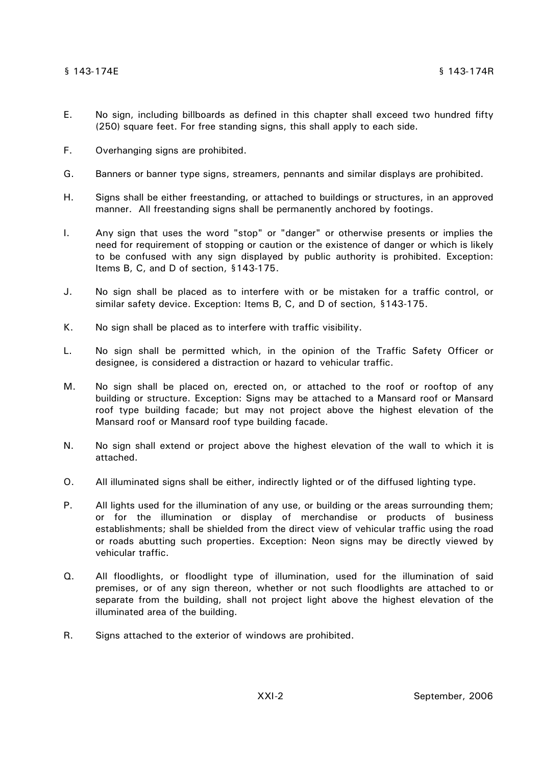E. No sign, including billboards as defined in this chapter shall exceed two hundred fifty (250) square feet. For free standing signs, this shall apply to each side.

F. Overhanging signs are prohibited.

G. Banners or banner type signs, streamers, pennants and similar displays are prohibited.

H. Signs shall be either freestanding, or attached to buildings or structures, in an approved manner. All freestanding signs shall be permanently anchored by footings.

I. Any sign that uses the word "stop" or "danger" or otherwise presents or implies the need for requirement of stopping or caution or the existence of danger or which is likely to be confused with any sign displayed by public authority is prohibited. Exception: Items B, C, and D of section, §143-175.

J. No sign shall be placed as to interfere with or be mistaken for a traffic control, or similar safety device. Exception: Items B, C, and D of section, §143-175.

K. No sign shall be placed as to interfere with traffic visibility.

L. No sign shall be permitted which, in the opinion of the Traffic Safety Officer or designee, is considered a distraction or hazard to vehicular traffic.

M. No sign shall be placed on, erected on, or attached to the roof or rooftop of any building or structure. Exception: Signs may be attached to a Mansard roof or Mansard roof type building facade; but may not project above the highest elevation of the Mansard roof or Mansard roof type building facade.

N. No sign shall extend or project above the highest elevation of the wall to which it is attached.

O. All illuminated signs shall be either, indirectly lighted or of the diffused lighting type.

P. All lights used for the illumination of any use, or building or the areas surrounding them; or for the illumination or display of merchandise or products of business establishments; shall be shielded from the direct view of vehicular traffic using the road or roads abutting such properties. Exception: Neon signs may be directly viewed by vehicular traffic.

Q. All floodlights, or floodlight type of illumination, used for the illumination of said premises, or of any sign thereon, whether or not such floodlights are attached to or separate from the building, shall not project light above the highest elevation of the illuminated area of the building.

R. Signs attached to the exterior of windows are prohibited.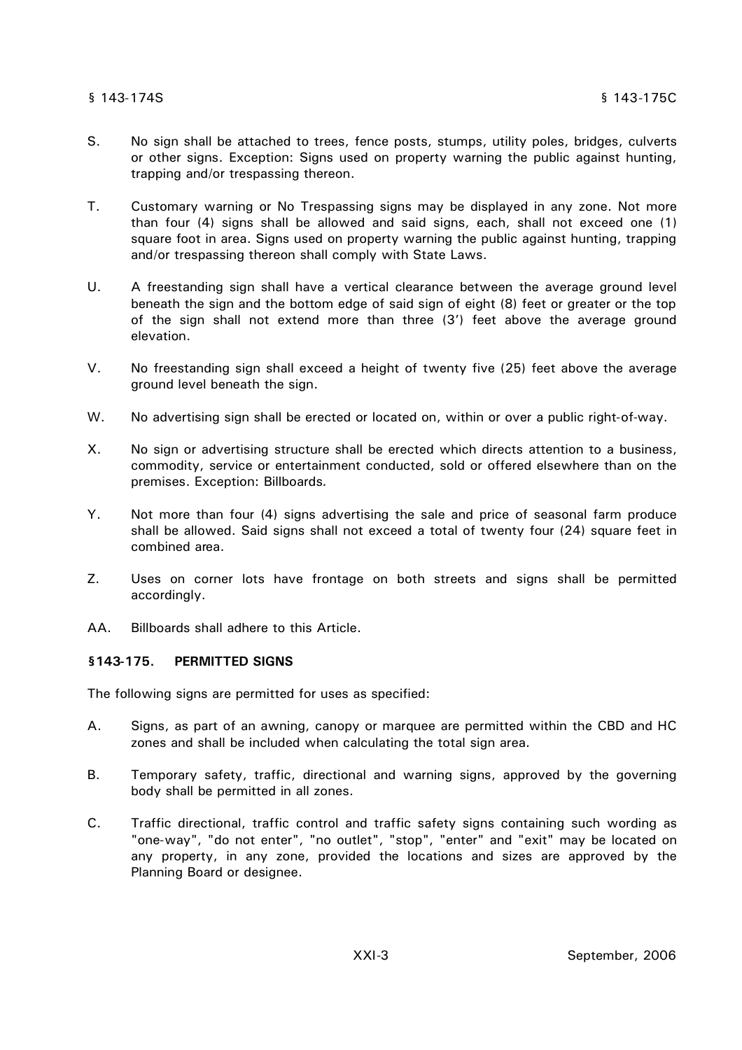S. No sign shall be attached to trees, fence posts, stumps, utility poles, bridges, culverts or other signs. Exception: Signs used on property warning the public against hunting, trapping and/or trespassing thereon.

T. Customary warning or No Trespassing signs may be displayed in any zone. Not more than four (4) signs shall be allowed and said signs, each, shall not exceed one (1) square foot in area. Signs used on property warning the public against hunting, trapping and/or trespassing thereon shall comply with State Laws.

U. A freestanding sign shall have a vertical clearance between the average ground level beneath the sign and the bottom edge of said sign of eight (8) feet or greater or the top of the sign shall not extend more than three (3') feet above the average ground elevation.

V. No freestanding sign shall exceed a height of twenty five (25) feet above the average ground level beneath the sign.

W. No advertising sign shall be erected or located on, within or over a public right-of-way.

X. No sign or advertising structure shall be erected which directs attention to a business, commodity, service or entertainment conducted, sold or offered elsewhere than on the premises. Exception: Billboards*.*

Y. Not more than four (4) signs advertising the sale and price of seasonal farm produce shall be allowed. Said signs shall not exceed a total of twenty four (24) square feet in combined area.

Z. Uses on corner lots have frontage on both streets and signs shall be permitted accordingly.

AA. Billboards shall adhere to this Article.

### §143-175. PERMITTED SIGNS

The following signs are permitted for uses as specified:

A. Signs, as part of an awning, canopy or marquee are permitted within the CBD and HC zones and shall be included when calculating the total sign area.

B. Temporary safety, traffic, directional and warning signs, approved by the governing body shall be permitted in all zones.

C. Traffic directional, traffic control and traffic safety signs containing such wording as "one-way", "do not enter", "no outlet", "stop", "enter" and "exit" may be located on any property, in any zone, provided the locations and sizes are approved by the Planning Board or designee.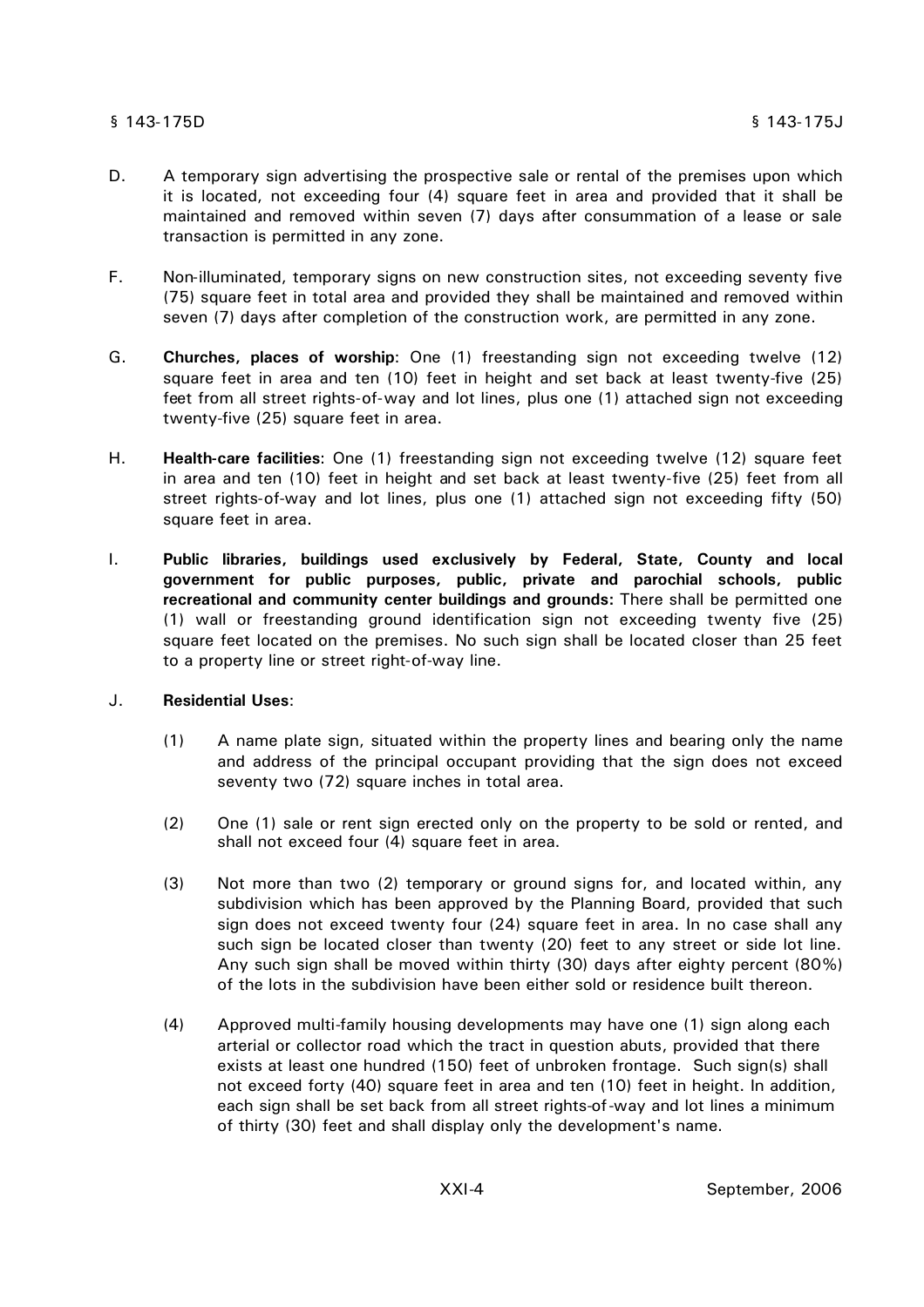D. A temporary sign advertising the prospective sale or rental of the premises upon which it is located, not exceeding four (4) square feet in area and provided that it shall be maintained and removed within seven (7) days after consummation of a lease or sale transaction is permitted in any zone.

F. Non-illuminated, temporary signs on new construction sites, not exceeding seventy five (75) square feet in total area and provided they shall be maintained and removed within seven (7) days after completion of the construction work, are permitted in any zone.

G. **Churches, places of worship**: One (1) freestanding sign not exceeding twelve (12) square feet in area and ten (10) feet in height and set back at least twenty-five (25) feet from all street rights-of-way and lot lines, plus one (1) attached sign not exceeding twenty-five (25) square feet in area.

H. **Health-care facilities**: One (1) freestanding sign not exceeding twelve (12) square feet in area and ten (10) feet in height and set back at least twenty-five (25) feet from all street rights-of-way and lot lines, plus one (1) attached sign not exceeding fifty (50) square feet in area.

I. **Public libraries, buildings used exclusively by Federal, State, County and local government for public purposes, public, private and parochial schools, public recreational and community center buildings and grounds:** There shall be permitted one (1) wall or freestanding ground identification sign not exceeding twenty five (25) square feet located on the premises. No such sign shall be located closer than 25 feet to a property line or street right-of-way line.

J. **Residential Uses**:

(1) A name plate sign, situated within the property lines and bearing only the name and address of the principal occupant providing that the sign does not exceed seventy two (72) square inches in total area.

(2) One (1) sale or rent sign erected only on the property to be sold or rented, and shall not exceed four (4) square feet in area.

(3) Not more than two (2) temporary or ground signs for, and located within, any subdivision which has been approved by the Planning Board, provided that such sign does not exceed twenty four (24) square feet in area. In no case shall any such sign be located closer than twenty (20) feet to any street or side lot line. Any such sign shall be moved within thirty (30) days after eighty percent (80%) of the lots in the subdivision have been either sold or residence built thereon.

(4) Approved multi-family housing developments may have one (1) sign along each arterial or collector road which the tract in question abuts, provided that there exists at least one hundred (150) feet of unbroken frontage. Such sign(s) shall not exceed forty (40) square feet in area and ten (10) feet in height. In addition, each sign shall be set back from all street rights-of-way and lot lines a minimum of thirty (30) feet and shall display only the development's name.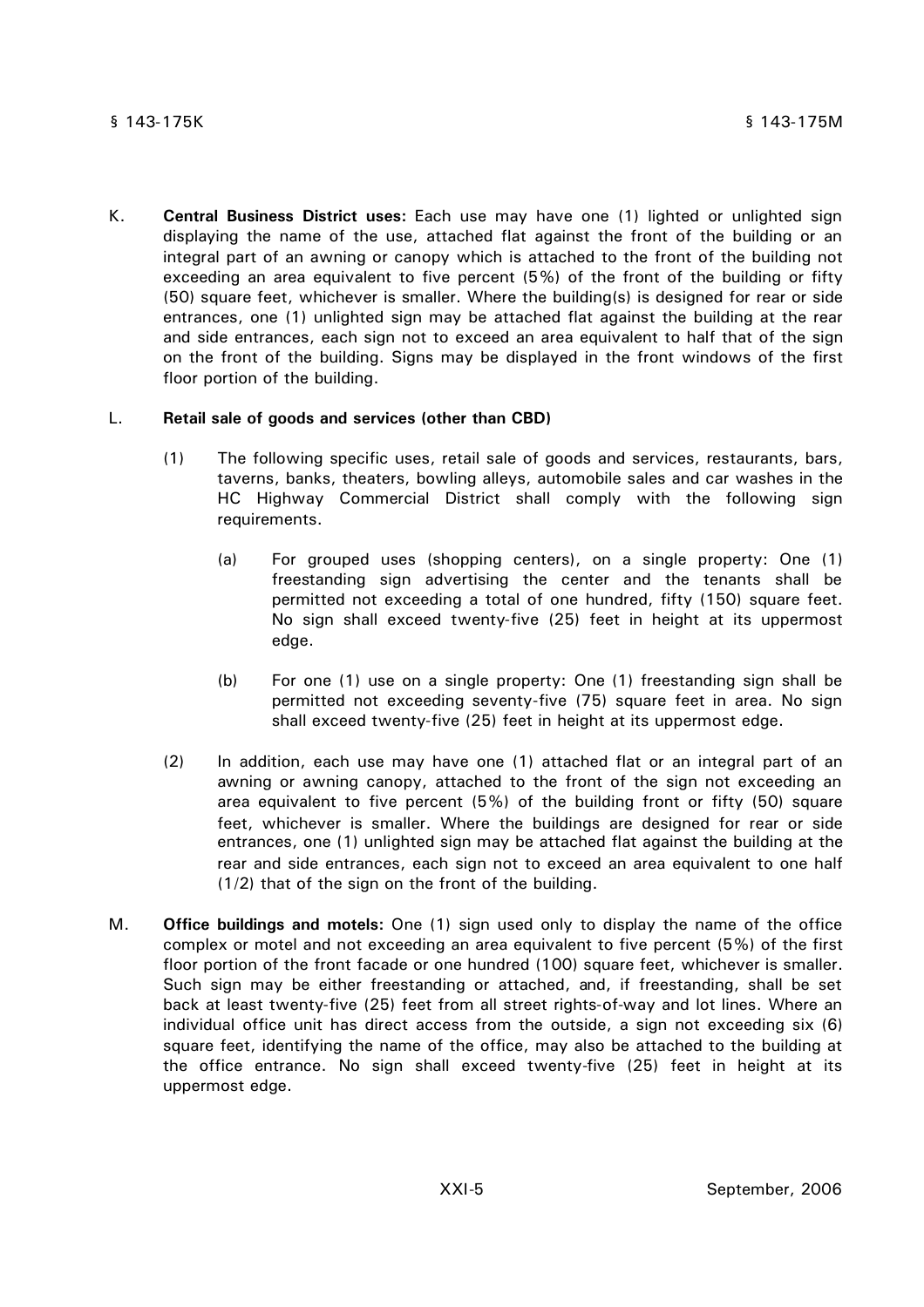K. **Central Business District uses:** Each use may have one (1) lighted or unlighted sign displaying the name of the use, attached flat against the front of the building or an integral part of an awning or canopy which is attached to the front of the building not exceeding an area equivalent to five percent (5%) of the front of the building or fifty (50) square feet, whichever is smaller. Where the building(s) is designed for rear or side entrances, one (1) unlighted sign may be attached flat against the building at the rear and side entrances, each sign not to exceed an area equivalent to half that of the sign on the front of the building. Signs may be displayed in the front windows of the first floor portion of the building.

L. **Retail sale of goods and services (other than CBD)**

(1) The following specific uses, retail sale of goods and services, restaurants, bars, taverns, banks, theaters, bowling alleys, automobile sales and car washes in the HC Highway Commercial District shall comply with the following sign requirements.

(a) For grouped uses (shopping centers), on a single property: One (1) freestanding sign advertising the center and the tenants shall be permitted not exceeding a total of one hundred, fifty (150) square feet. No sign shall exceed twenty-five (25) feet in height at its uppermost edge.

(b) For one (1) use on a single property: One (1) freestanding sign shall be permitted not exceeding seventy-five (75) square feet in area. No sign shall exceed twenty-five (25) feet in height at its uppermost edge.

(2) In addition, each use may have one (1) attached flat or an integral part of an awning or awning canopy, attached to the front of the sign not exceeding an area equivalent to five percent (5%) of the building front or fifty (50) square feet, whichever is smaller. Where the buildings are designed for rear or side entrances, one (1) unlighted sign may be attached flat against the building at the rear and side entrances, each sign not to exceed an area equivalent to one half (1/2) that of the sign on the front of the building.

M. **Office buildings and motels:** One (1) sign used only to display the name of the office complex or motel and not exceeding an area equivalent to five percent (5%) of the first floor portion of the front facade or one hundred (100) square feet, whichever is smaller. Such sign may be either freestanding or attached, and, if freestanding, shall be set back at least twenty-five (25) feet from all street rights-of-way and lot lines. Where an individual office unit has direct access from the outside, a sign not exceeding six (6) square feet, identifying the name of the office, may also be attached to the building at the office entrance. No sign shall exceed twenty-five (25) feet in height at its uppermost edge.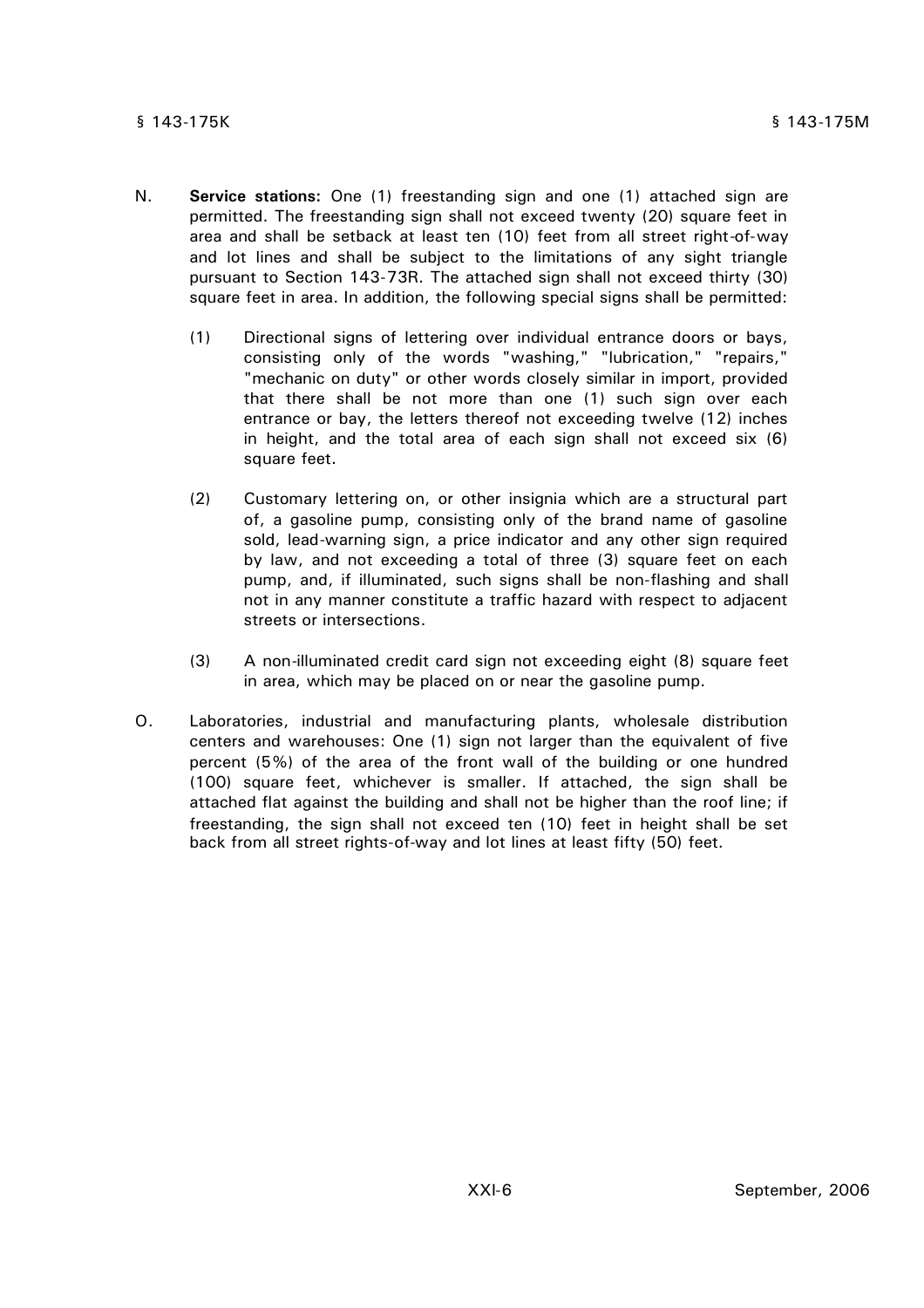N. **Service stations:** One (1) freestanding sign and one (1) attached sign are permitted. The freestanding sign shall not exceed twenty (20) square feet in area and shall be setback at least ten (10) feet from all street right-of-way and lot lines and shall be subject to the limitations of any sight triangle pursuant to Section 143-73R. The attached sign shall not exceed thirty (30) square feet in area. In addition, the following special signs shall be permitted:

   (1) Directional signs of lettering over individual entrance doors or bays, consisting only of the words "washing," "lubrication," "repairs," "mechanic on duty" or other words closely similar in import, provided that there shall be not more than one (1) such sign over each entrance or bay, the letters thereof not exceeding twelve (12) inches in height, and the total area of each sign shall not exceed six (6) square feet.

   (2) Customary lettering on, or other insignia which are a structural part of, a gasoline pump, consisting only of the brand name of gasoline sold, lead-warning sign, a price indicator and any other sign required by law, and not exceeding a total of three (3) square feet on each pump, and, if illuminated, such signs shall be non-flashing and shall not in any manner constitute a traffic hazard with respect to adjacent streets or intersections.

   (3) A non-illuminated credit card sign not exceeding eight (8) square feet in area, which may be placed on or near the gasoline pump.

O. Laboratories, industrial and manufacturing plants, wholesale distribution centers and warehouses: One (1) sign not larger than the equivalent of five percent (5%) of the area of the front wall of the building or one hundred (100) square feet, whichever is smaller. If attached, the sign shall be attached flat against the building and shall not be higher than the roof line; if freestanding, the sign shall not exceed ten (10) feet in height shall be set back from all street rights-of-way and lot lines at least fifty (50) feet.